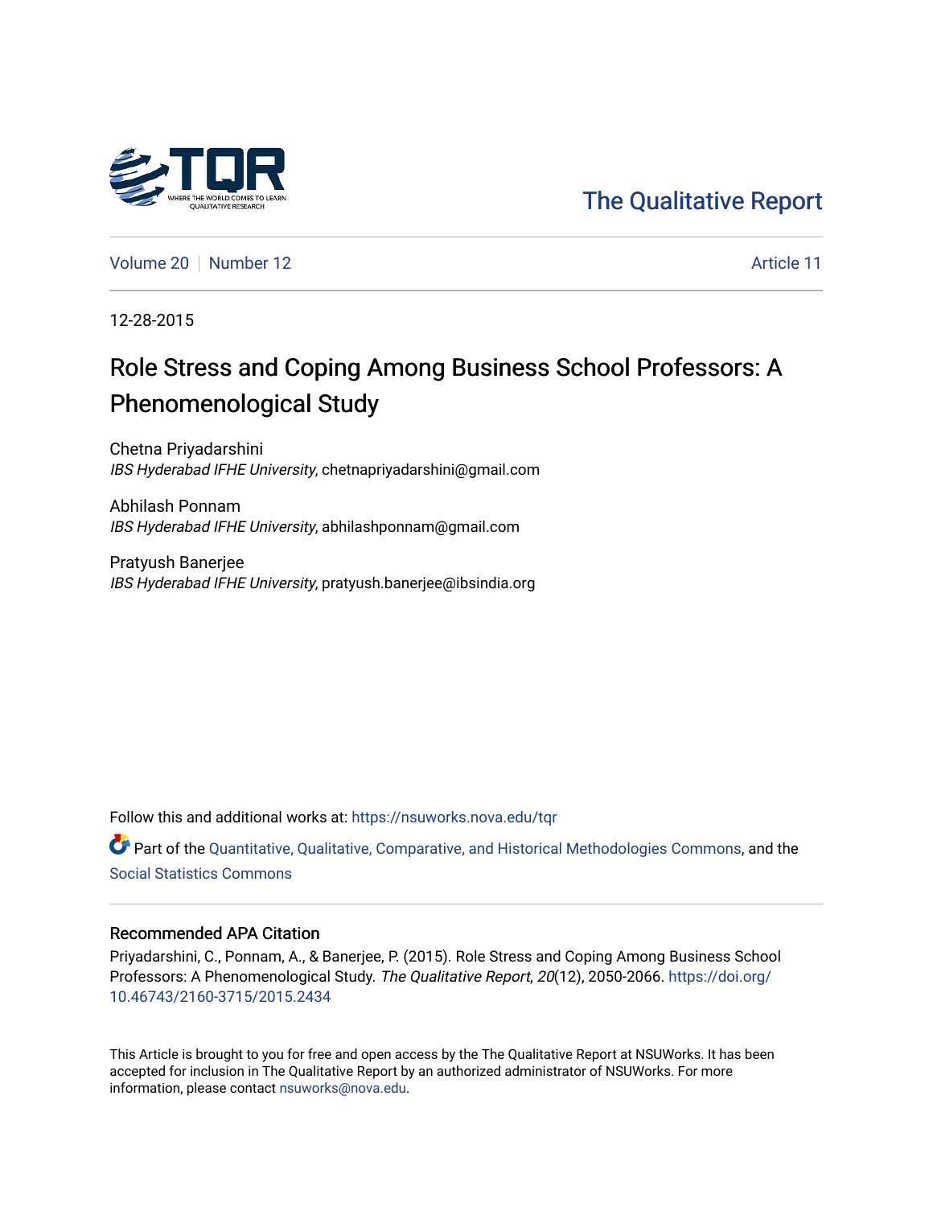The Qualitative Report

Volume 20 | Number 12 | Article 11

12-28-2015

# Role Stress and Coping Among Business School Professors: A Phenomenological Study

Chetna Priyadarshini
*IBS Hyderabad IFHE University*, chetnapriyadarshini@gmail.com

Abhilash Ponnam
*IBS Hyderabad IFHE University*, abhilashponnam@gmail.com

Pratyush Banerjee
*IBS Hyderabad IFHE University*, pratyush.banerjee@ibsindia.org

Follow this and additional works at: https://nsuworks.nova.edu/tqr

Part of the Quantitative, Qualitative, Comparative, and Historical Methodologies Commons, and the Social Statistics Commons

## Recommended APA Citation

Priyadarshini, C., Ponnam, A., & Banerjee, P. (2015). Role Stress and Coping Among Business School Professors: A Phenomenological Study. *The Qualitative Report*, *20*(12), 2050-2066. https://doi.org/10.46743/2160-3715/2015.2434

This Article is brought to you for free and open access by the The Qualitative Report at NSUWorks. It has been accepted for inclusion in The Qualitative Report by an authorized administrator of NSUWorks. For more information, please contact nsuworks@nova.edu.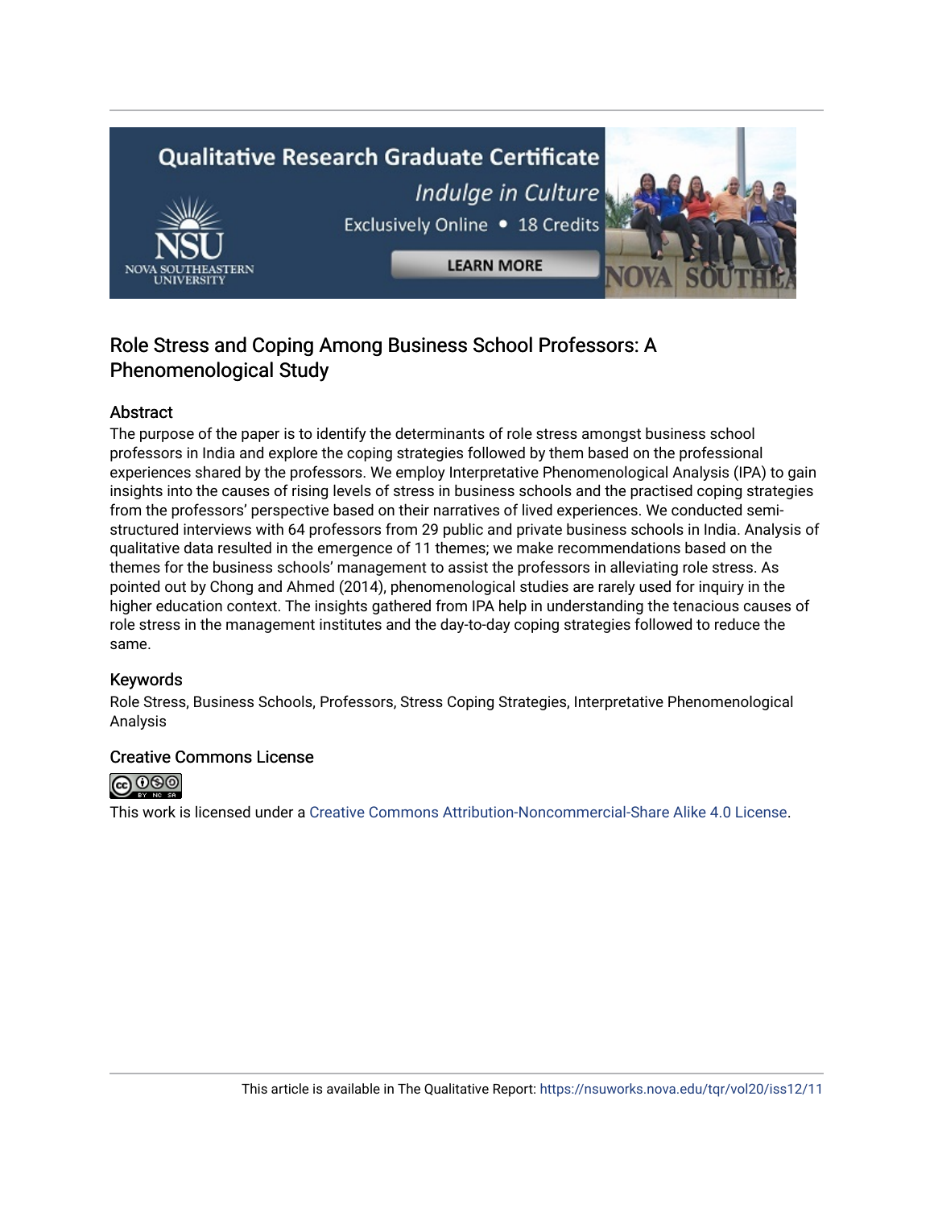# Role Stress and Coping Among Business School Professors: A Phenomenological Study

## Abstract

The purpose of the paper is to identify the determinants of role stress amongst business school professors in India and explore the coping strategies followed by them based on the professional experiences shared by the professors. We employ Interpretative Phenomenological Analysis (IPA) to gain insights into the causes of rising levels of stress in business schools and the practised coping strategies from the professors' perspective based on their narratives of lived experiences. We conducted semi-structured interviews with 64 professors from 29 public and private business schools in India. Analysis of qualitative data resulted in the emergence of 11 themes; we make recommendations based on the themes for the business schools' management to assist the professors in alleviating role stress. As pointed out by Chong and Ahmed (2014), phenomenological studies are rarely used for inquiry in the higher education context. The insights gathered from IPA help in understanding the tenacious causes of role stress in the management institutes and the day-to-day coping strategies followed to reduce the same.

## Keywords

Role Stress, Business Schools, Professors, Stress Coping Strategies, Interpretative Phenomenological Analysis

## Creative Commons License

This work is licensed under a Creative Commons Attribution-Noncommercial-Share Alike 4.0 License.

This article is available in The Qualitative Report: https://nsuworks.nova.edu/tqr/vol20/iss12/11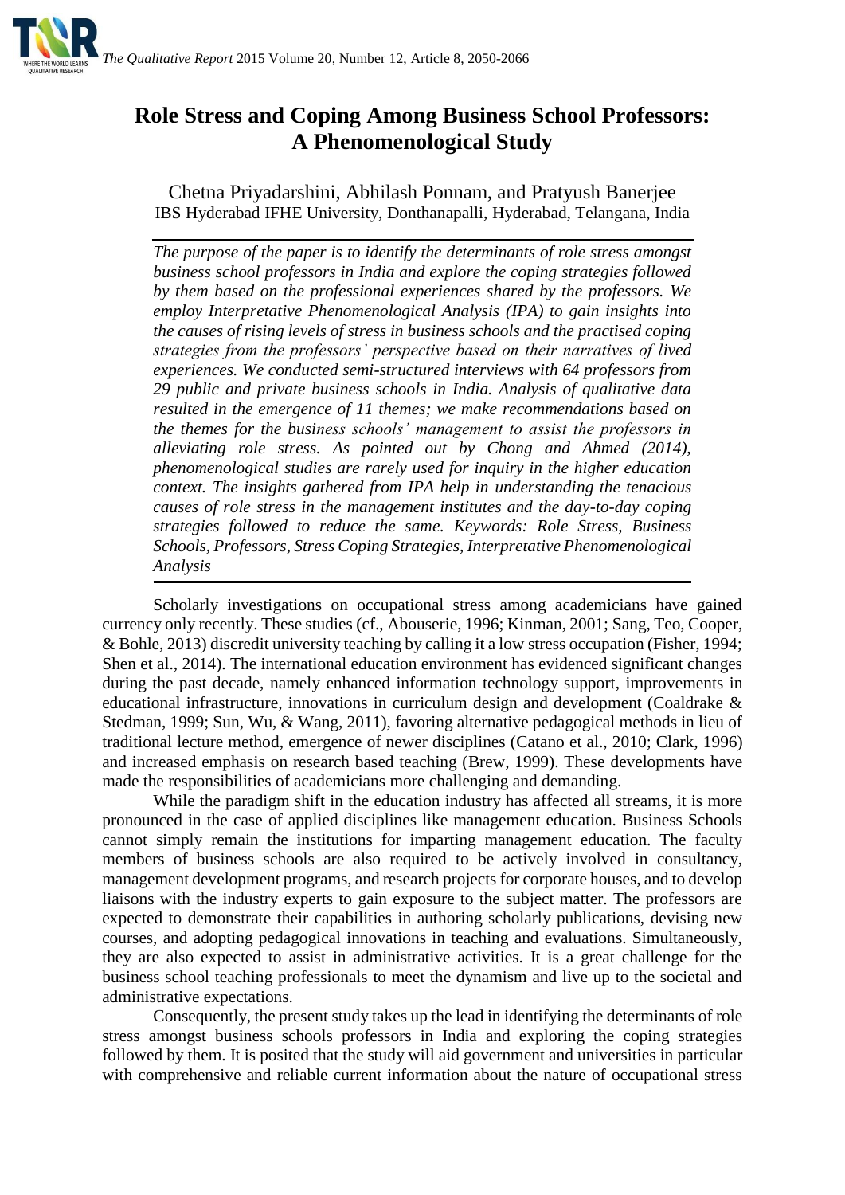# Role Stress and Coping Among Business School Professors: A Phenomenological Study

Chetna Priyadarshini, Abhilash Ponnam, and Pratyush Banerjee
IBS Hyderabad IFHE University, Donthanapalli, Hyderabad, Telangana, India

*The purpose of the paper is to identify the determinants of role stress amongst business school professors in India and explore the coping strategies followed by them based on the professional experiences shared by the professors. We employ Interpretative Phenomenological Analysis (IPA) to gain insights into the causes of rising levels of stress in business schools and the practised coping strategies from the professors' perspective based on their narratives of lived experiences. We conducted semi-structured interviews with 64 professors from 29 public and private business schools in India. Analysis of qualitative data resulted in the emergence of 11 themes; we make recommendations based on the themes for the business schools' management to assist the professors in alleviating role stress. As pointed out by Chong and Ahmed (2014), phenomenological studies are rarely used for inquiry in the higher education context. The insights gathered from IPA help in understanding the tenacious causes of role stress in the management institutes and the day-to-day coping strategies followed to reduce the same. Keywords: Role Stress, Business Schools, Professors, Stress Coping Strategies, Interpretative Phenomenological Analysis*

Scholarly investigations on occupational stress among academicians have gained currency only recently. These studies (cf., Abouserie, 1996; Kinman, 2001; Sang, Teo, Cooper, & Bohle, 2013) discredit university teaching by calling it a low stress occupation (Fisher, 1994; Shen et al., 2014). The international education environment has evidenced significant changes during the past decade, namely enhanced information technology support, improvements in educational infrastructure, innovations in curriculum design and development (Coaldrake & Stedman, 1999; Sun, Wu, & Wang, 2011), favoring alternative pedagogical methods in lieu of traditional lecture method, emergence of newer disciplines (Catano et al., 2010; Clark, 1996) and increased emphasis on research based teaching (Brew, 1999). These developments have made the responsibilities of academicians more challenging and demanding.

While the paradigm shift in the education industry has affected all streams, it is more pronounced in the case of applied disciplines like management education. Business Schools cannot simply remain the institutions for imparting management education. The faculty members of business schools are also required to be actively involved in consultancy, management development programs, and research projects for corporate houses, and to develop liaisons with the industry experts to gain exposure to the subject matter. The professors are expected to demonstrate their capabilities in authoring scholarly publications, devising new courses, and adopting pedagogical innovations in teaching and evaluations. Simultaneously, they are also expected to assist in administrative activities. It is a great challenge for the business school teaching professionals to meet the dynamism and live up to the societal and administrative expectations.

Consequently, the present study takes up the lead in identifying the determinants of role stress amongst business schools professors in India and exploring the coping strategies followed by them. It is posited that the study will aid government and universities in particular with comprehensive and reliable current information about the nature of occupational stress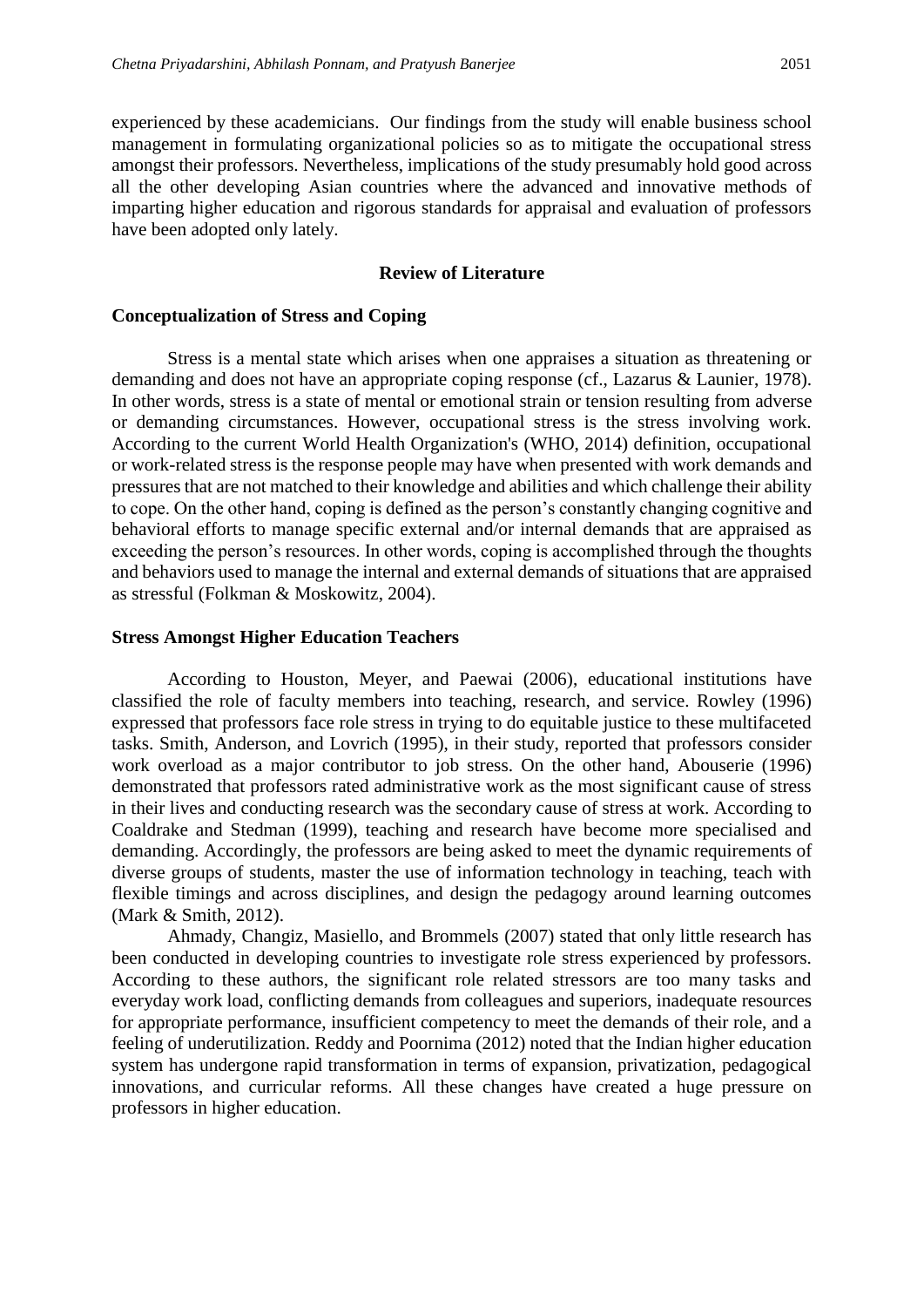experienced by these academicians. Our findings from the study will enable business school management in formulating organizational policies so as to mitigate the occupational stress amongst their professors. Nevertheless, implications of the study presumably hold good across all the other developing Asian countries where the advanced and innovative methods of imparting higher education and rigorous standards for appraisal and evaluation of professors have been adopted only lately.

## Review of Literature

### Conceptualization of Stress and Coping

Stress is a mental state which arises when one appraises a situation as threatening or demanding and does not have an appropriate coping response (cf., Lazarus & Launier, 1978). In other words, stress is a state of mental or emotional strain or tension resulting from adverse or demanding circumstances. However, occupational stress is the stress involving work. According to the current World Health Organization's (WHO, 2014) definition, occupational or work-related stress is the response people may have when presented with work demands and pressures that are not matched to their knowledge and abilities and which challenge their ability to cope. On the other hand, coping is defined as the person's constantly changing cognitive and behavioral efforts to manage specific external and/or internal demands that are appraised as exceeding the person's resources. In other words, coping is accomplished through the thoughts and behaviors used to manage the internal and external demands of situations that are appraised as stressful (Folkman & Moskowitz, 2004).

### Stress Amongst Higher Education Teachers

According to Houston, Meyer, and Paewai (2006), educational institutions have classified the role of faculty members into teaching, research, and service. Rowley (1996) expressed that professors face role stress in trying to do equitable justice to these multifaceted tasks. Smith, Anderson, and Lovrich (1995), in their study, reported that professors consider work overload as a major contributor to job stress. On the other hand, Abouserie (1996) demonstrated that professors rated administrative work as the most significant cause of stress in their lives and conducting research was the secondary cause of stress at work. According to Coaldrake and Stedman (1999), teaching and research have become more specialised and demanding. Accordingly, the professors are being asked to meet the dynamic requirements of diverse groups of students, master the use of information technology in teaching, teach with flexible timings and across disciplines, and design the pedagogy around learning outcomes (Mark & Smith, 2012).

Ahmady, Changiz, Masiello, and Brommels (2007) stated that only little research has been conducted in developing countries to investigate role stress experienced by professors. According to these authors, the significant role related stressors are too many tasks and everyday work load, conflicting demands from colleagues and superiors, inadequate resources for appropriate performance, insufficient competency to meet the demands of their role, and a feeling of underutilization. Reddy and Poornima (2012) noted that the Indian higher education system has undergone rapid transformation in terms of expansion, privatization, pedagogical innovations, and curricular reforms. All these changes have created a huge pressure on professors in higher education.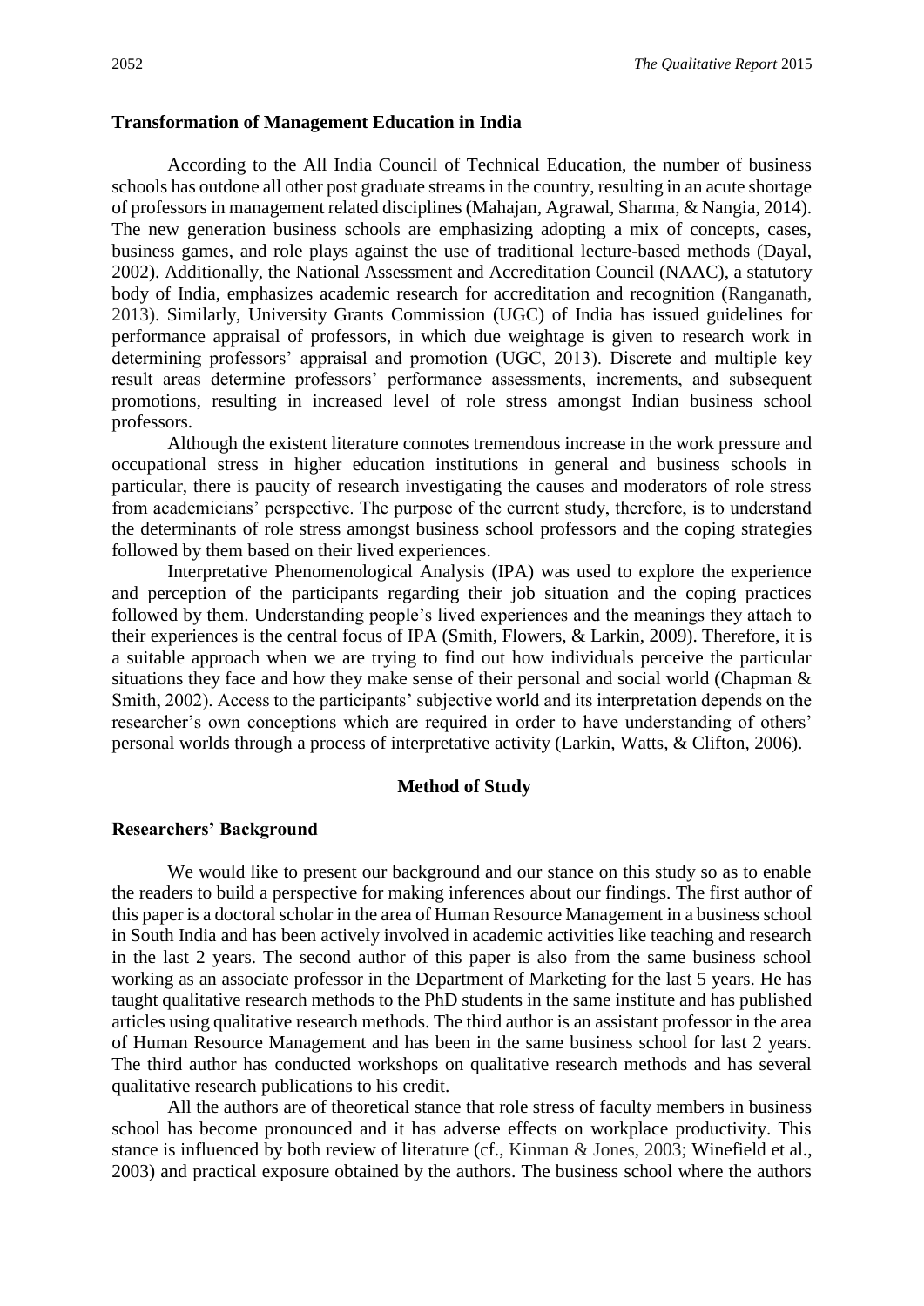### Transformation of Management Education in India

According to the All India Council of Technical Education, the number of business schools has outdone all other post graduate streams in the country, resulting in an acute shortage of professors in management related disciplines (Mahajan, Agrawal, Sharma, & Nangia, 2014). The new generation business schools are emphasizing adopting a mix of concepts, cases, business games, and role plays against the use of traditional lecture-based methods (Dayal, 2002). Additionally, the National Assessment and Accreditation Council (NAAC), a statutory body of India, emphasizes academic research for accreditation and recognition (Ranganath, 2013). Similarly, University Grants Commission (UGC) of India has issued guidelines for performance appraisal of professors, in which due weightage is given to research work in determining professors' appraisal and promotion (UGC, 2013). Discrete and multiple key result areas determine professors' performance assessments, increments, and subsequent promotions, resulting in increased level of role stress amongst Indian business school professors.

Although the existent literature connotes tremendous increase in the work pressure and occupational stress in higher education institutions in general and business schools in particular, there is paucity of research investigating the causes and moderators of role stress from academicians' perspective. The purpose of the current study, therefore, is to understand the determinants of role stress amongst business school professors and the coping strategies followed by them based on their lived experiences.

Interpretative Phenomenological Analysis (IPA) was used to explore the experience and perception of the participants regarding their job situation and the coping practices followed by them. Understanding people's lived experiences and the meanings they attach to their experiences is the central focus of IPA (Smith, Flowers, & Larkin, 2009). Therefore, it is a suitable approach when we are trying to find out how individuals perceive the particular situations they face and how they make sense of their personal and social world (Chapman & Smith, 2002). Access to the participants' subjective world and its interpretation depends on the researcher's own conceptions which are required in order to have understanding of others' personal worlds through a process of interpretative activity (Larkin, Watts, & Clifton, 2006).

## Method of Study

### Researchers' Background

We would like to present our background and our stance on this study so as to enable the readers to build a perspective for making inferences about our findings. The first author of this paper is a doctoral scholar in the area of Human Resource Management in a business school in South India and has been actively involved in academic activities like teaching and research in the last 2 years. The second author of this paper is also from the same business school working as an associate professor in the Department of Marketing for the last 5 years. He has taught qualitative research methods to the PhD students in the same institute and has published articles using qualitative research methods. The third author is an assistant professor in the area of Human Resource Management and has been in the same business school for last 2 years. The third author has conducted workshops on qualitative research methods and has several qualitative research publications to his credit.

All the authors are of theoretical stance that role stress of faculty members in business school has become pronounced and it has adverse effects on workplace productivity. This stance is influenced by both review of literature (cf., Kinman & Jones, 2003; Winefield et al., 2003) and practical exposure obtained by the authors. The business school where the authors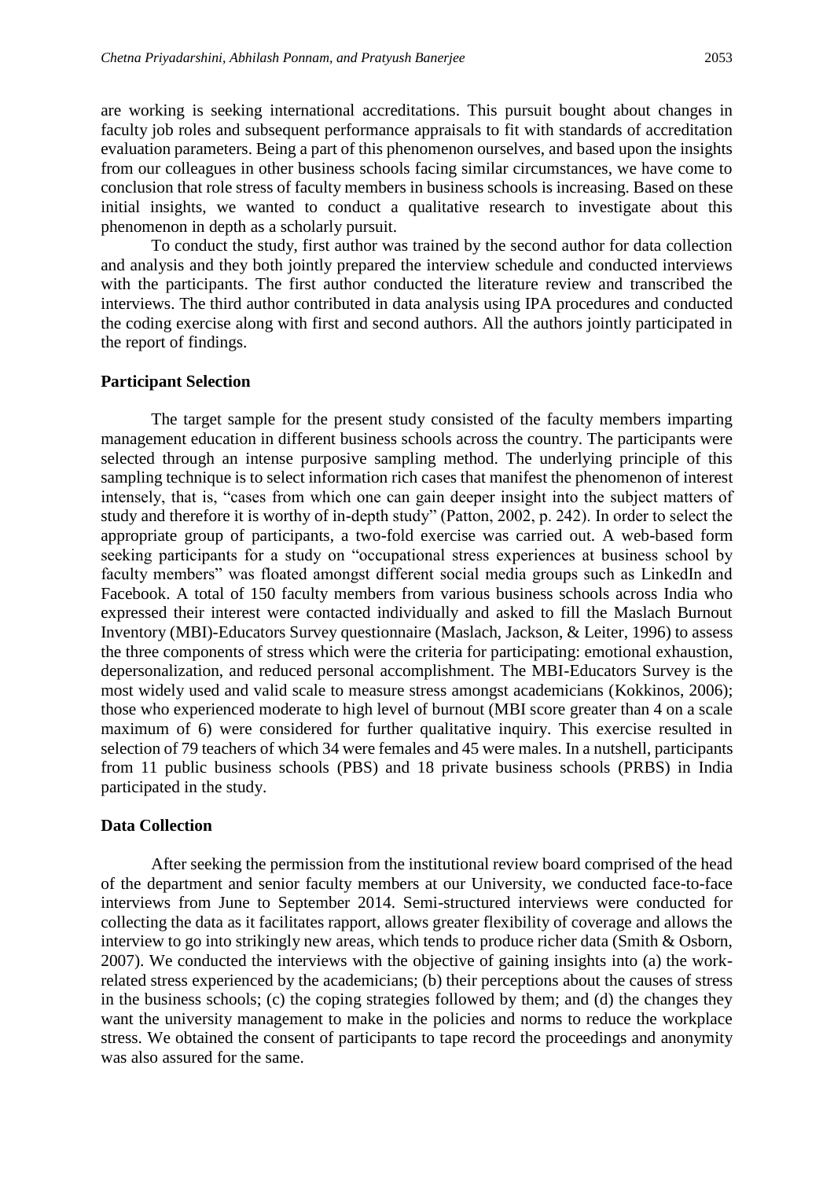are working is seeking international accreditations. This pursuit bought about changes in faculty job roles and subsequent performance appraisals to fit with standards of accreditation evaluation parameters. Being a part of this phenomenon ourselves, and based upon the insights from our colleagues in other business schools facing similar circumstances, we have come to conclusion that role stress of faculty members in business schools is increasing. Based on these initial insights, we wanted to conduct a qualitative research to investigate about this phenomenon in depth as a scholarly pursuit.

To conduct the study, first author was trained by the second author for data collection and analysis and they both jointly prepared the interview schedule and conducted interviews with the participants. The first author conducted the literature review and transcribed the interviews. The third author contributed in data analysis using IPA procedures and conducted the coding exercise along with first and second authors. All the authors jointly participated in the report of findings.

### Participant Selection

The target sample for the present study consisted of the faculty members imparting management education in different business schools across the country. The participants were selected through an intense purposive sampling method. The underlying principle of this sampling technique is to select information rich cases that manifest the phenomenon of interest intensely, that is, "cases from which one can gain deeper insight into the subject matters of study and therefore it is worthy of in-depth study" (Patton, 2002, p. 242). In order to select the appropriate group of participants, a two-fold exercise was carried out. A web-based form seeking participants for a study on "occupational stress experiences at business school by faculty members" was floated amongst different social media groups such as LinkedIn and Facebook. A total of 150 faculty members from various business schools across India who expressed their interest were contacted individually and asked to fill the Maslach Burnout Inventory (MBI)-Educators Survey questionnaire (Maslach, Jackson, & Leiter, 1996) to assess the three components of stress which were the criteria for participating: emotional exhaustion, depersonalization, and reduced personal accomplishment. The MBI-Educators Survey is the most widely used and valid scale to measure stress amongst academicians (Kokkinos, 2006); those who experienced moderate to high level of burnout (MBI score greater than 4 on a scale maximum of 6) were considered for further qualitative inquiry. This exercise resulted in selection of 79 teachers of which 34 were females and 45 were males. In a nutshell, participants from 11 public business schools (PBS) and 18 private business schools (PRBS) in India participated in the study.

### Data Collection

After seeking the permission from the institutional review board comprised of the head of the department and senior faculty members at our University, we conducted face-to-face interviews from June to September 2014. Semi-structured interviews were conducted for collecting the data as it facilitates rapport, allows greater flexibility of coverage and allows the interview to go into strikingly new areas, which tends to produce richer data (Smith & Osborn, 2007). We conducted the interviews with the objective of gaining insights into (a) the work-related stress experienced by the academicians; (b) their perceptions about the causes of stress in the business schools; (c) the coping strategies followed by them; and (d) the changes they want the university management to make in the policies and norms to reduce the workplace stress. We obtained the consent of participants to tape record the proceedings and anonymity was also assured for the same.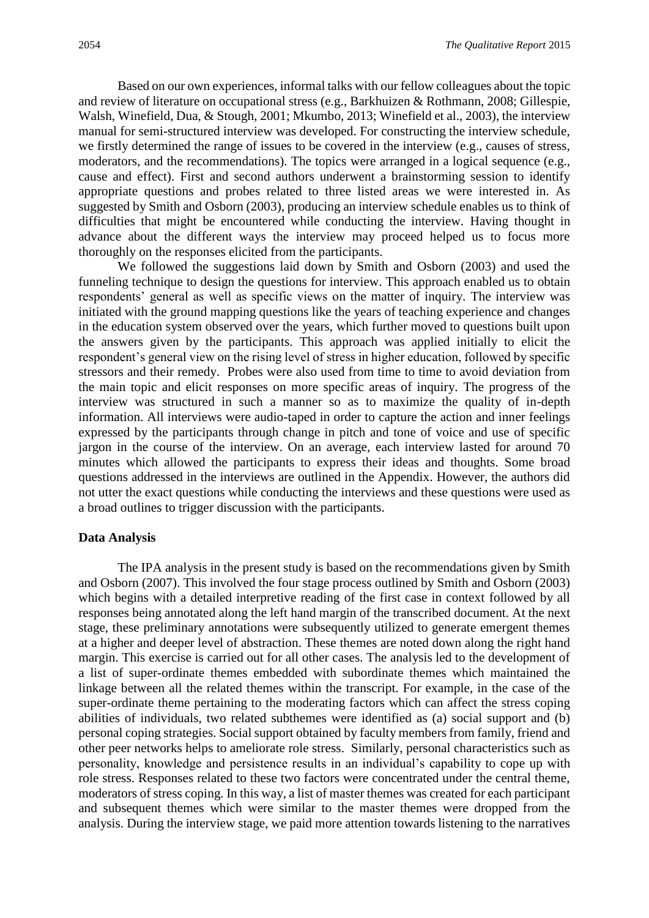Based on our own experiences, informal talks with our fellow colleagues about the topic and review of literature on occupational stress (e.g., Barkhuizen & Rothmann, 2008; Gillespie, Walsh, Winefield, Dua, & Stough, 2001; Mkumbo, 2013; Winefield et al., 2003), the interview manual for semi-structured interview was developed. For constructing the interview schedule, we firstly determined the range of issues to be covered in the interview (e.g., causes of stress, moderators, and the recommendations). The topics were arranged in a logical sequence (e.g., cause and effect). First and second authors underwent a brainstorming session to identify appropriate questions and probes related to three listed areas we were interested in. As suggested by Smith and Osborn (2003), producing an interview schedule enables us to think of difficulties that might be encountered while conducting the interview. Having thought in advance about the different ways the interview may proceed helped us to focus more thoroughly on the responses elicited from the participants.

We followed the suggestions laid down by Smith and Osborn (2003) and used the funneling technique to design the questions for interview. This approach enabled us to obtain respondents' general as well as specific views on the matter of inquiry. The interview was initiated with the ground mapping questions like the years of teaching experience and changes in the education system observed over the years, which further moved to questions built upon the answers given by the participants. This approach was applied initially to elicit the respondent's general view on the rising level of stress in higher education, followed by specific stressors and their remedy. Probes were also used from time to time to avoid deviation from the main topic and elicit responses on more specific areas of inquiry. The progress of the interview was structured in such a manner so as to maximize the quality of in-depth information. All interviews were audio-taped in order to capture the action and inner feelings expressed by the participants through change in pitch and tone of voice and use of specific jargon in the course of the interview. On an average, each interview lasted for around 70 minutes which allowed the participants to express their ideas and thoughts. Some broad questions addressed in the interviews are outlined in the Appendix. However, the authors did not utter the exact questions while conducting the interviews and these questions were used as a broad outlines to trigger discussion with the participants.

**Data Analysis**

The IPA analysis in the present study is based on the recommendations given by Smith and Osborn (2007). This involved the four stage process outlined by Smith and Osborn (2003) which begins with a detailed interpretive reading of the first case in context followed by all responses being annotated along the left hand margin of the transcribed document. At the next stage, these preliminary annotations were subsequently utilized to generate emergent themes at a higher and deeper level of abstraction. These themes are noted down along the right hand margin. This exercise is carried out for all other cases. The analysis led to the development of a list of super-ordinate themes embedded with subordinate themes which maintained the linkage between all the related themes within the transcript. For example, in the case of the super-ordinate theme pertaining to the moderating factors which can affect the stress coping abilities of individuals, two related subthemes were identified as (a) social support and (b) personal coping strategies. Social support obtained by faculty members from family, friend and other peer networks helps to ameliorate role stress. Similarly, personal characteristics such as personality, knowledge and persistence results in an individual's capability to cope up with role stress. Responses related to these two factors were concentrated under the central theme, moderators of stress coping. In this way, a list of master themes was created for each participant and subsequent themes which were similar to the master themes were dropped from the analysis. During the interview stage, we paid more attention towards listening to the narratives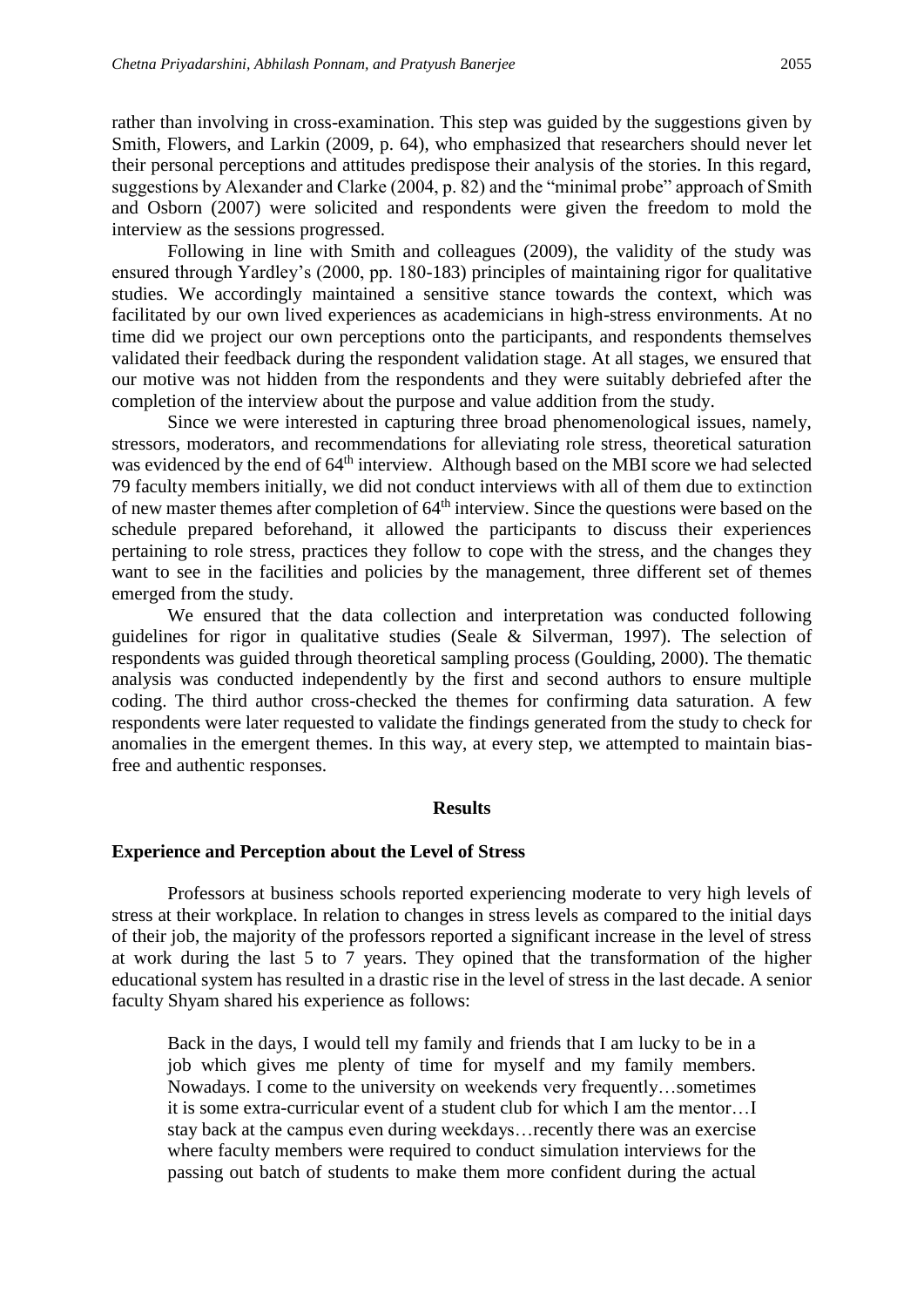rather than involving in cross-examination. This step was guided by the suggestions given by Smith, Flowers, and Larkin (2009, p. 64), who emphasized that researchers should never let their personal perceptions and attitudes predispose their analysis of the stories. In this regard, suggestions by Alexander and Clarke (2004, p. 82) and the "minimal probe" approach of Smith and Osborn (2007) were solicited and respondents were given the freedom to mold the interview as the sessions progressed.

Following in line with Smith and colleagues (2009), the validity of the study was ensured through Yardley's (2000, pp. 180-183) principles of maintaining rigor for qualitative studies. We accordingly maintained a sensitive stance towards the context, which was facilitated by our own lived experiences as academicians in high-stress environments. At no time did we project our own perceptions onto the participants, and respondents themselves validated their feedback during the respondent validation stage. At all stages, we ensured that our motive was not hidden from the respondents and they were suitably debriefed after the completion of the interview about the purpose and value addition from the study.

Since we were interested in capturing three broad phenomenological issues, namely, stressors, moderators, and recommendations for alleviating role stress, theoretical saturation was evidenced by the end of 64th interview. Although based on the MBI score we had selected 79 faculty members initially, we did not conduct interviews with all of them due to extinction of new master themes after completion of 64th interview. Since the questions were based on the schedule prepared beforehand, it allowed the participants to discuss their experiences pertaining to role stress, practices they follow to cope with the stress, and the changes they want to see in the facilities and policies by the management, three different set of themes emerged from the study.

We ensured that the data collection and interpretation was conducted following guidelines for rigor in qualitative studies (Seale & Silverman, 1997). The selection of respondents was guided through theoretical sampling process (Goulding, 2000). The thematic analysis was conducted independently by the first and second authors to ensure multiple coding. The third author cross-checked the themes for confirming data saturation. A few respondents were later requested to validate the findings generated from the study to check for anomalies in the emergent themes. In this way, at every step, we attempted to maintain bias-free and authentic responses.

## Results

### Experience and Perception about the Level of Stress

Professors at business schools reported experiencing moderate to very high levels of stress at their workplace. In relation to changes in stress levels as compared to the initial days of their job, the majority of the professors reported a significant increase in the level of stress at work during the last 5 to 7 years. They opined that the transformation of the higher educational system has resulted in a drastic rise in the level of stress in the last decade. A senior faculty Shyam shared his experience as follows:

> Back in the days, I would tell my family and friends that I am lucky to be in a job which gives me plenty of time for myself and my family members. Nowadays. I come to the university on weekends very frequently…sometimes it is some extra-curricular event of a student club for which I am the mentor…I stay back at the campus even during weekdays…recently there was an exercise where faculty members were required to conduct simulation interviews for the passing out batch of students to make them more confident during the actual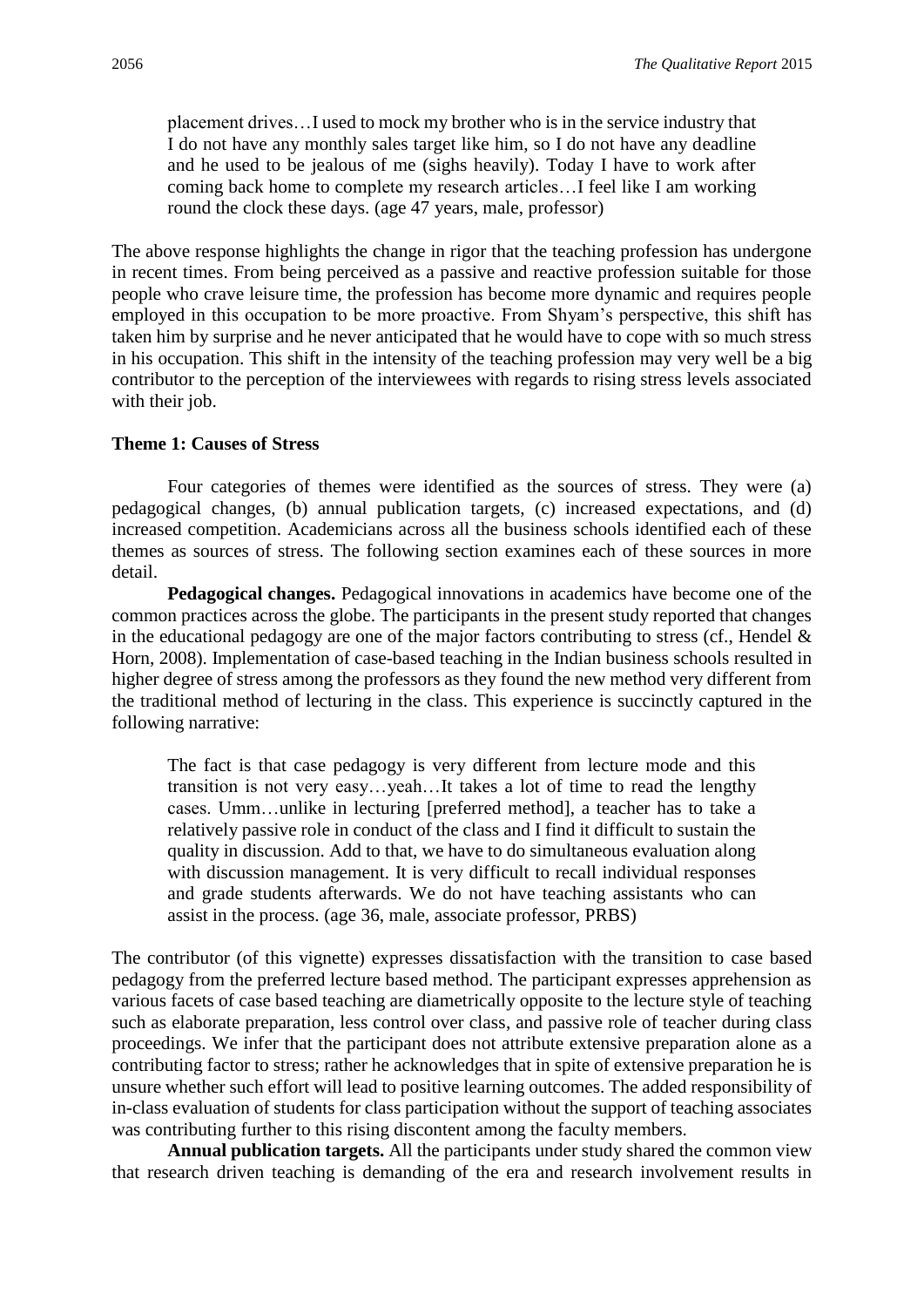> placement drives…I used to mock my brother who is in the service industry that I do not have any monthly sales target like him, so I do not have any deadline and he used to be jealous of me (sighs heavily). Today I have to work after coming back home to complete my research articles…I feel like I am working round the clock these days. (age 47 years, male, professor)

The above response highlights the change in rigor that the teaching profession has undergone in recent times. From being perceived as a passive and reactive profession suitable for those people who crave leisure time, the profession has become more dynamic and requires people employed in this occupation to be more proactive. From Shyam's perspective, this shift has taken him by surprise and he never anticipated that he would have to cope with so much stress in his occupation. This shift in the intensity of the teaching profession may very well be a big contributor to the perception of the interviewees with regards to rising stress levels associated with their job.

### Theme 1: Causes of Stress

Four categories of themes were identified as the sources of stress. They were (a) pedagogical changes, (b) annual publication targets, (c) increased expectations, and (d) increased competition. Academicians across all the business schools identified each of these themes as sources of stress. The following section examines each of these sources in more detail.

**Pedagogical changes.** Pedagogical innovations in academics have become one of the common practices across the globe. The participants in the present study reported that changes in the educational pedagogy are one of the major factors contributing to stress (cf., Hendel & Horn, 2008). Implementation of case-based teaching in the Indian business schools resulted in higher degree of stress among the professors as they found the new method very different from the traditional method of lecturing in the class. This experience is succinctly captured in the following narrative:

> The fact is that case pedagogy is very different from lecture mode and this transition is not very easy…yeah…It takes a lot of time to read the lengthy cases. Umm…unlike in lecturing [preferred method], a teacher has to take a relatively passive role in conduct of the class and I find it difficult to sustain the quality in discussion. Add to that, we have to do simultaneous evaluation along with discussion management. It is very difficult to recall individual responses and grade students afterwards. We do not have teaching assistants who can assist in the process. (age 36, male, associate professor, PRBS)

The contributor (of this vignette) expresses dissatisfaction with the transition to case based pedagogy from the preferred lecture based method. The participant expresses apprehension as various facets of case based teaching are diametrically opposite to the lecture style of teaching such as elaborate preparation, less control over class, and passive role of teacher during class proceedings. We infer that the participant does not attribute extensive preparation alone as a contributing factor to stress; rather he acknowledges that in spite of extensive preparation he is unsure whether such effort will lead to positive learning outcomes. The added responsibility of in-class evaluation of students for class participation without the support of teaching associates was contributing further to this rising discontent among the faculty members.

**Annual publication targets.** All the participants under study shared the common view that research driven teaching is demanding of the era and research involvement results in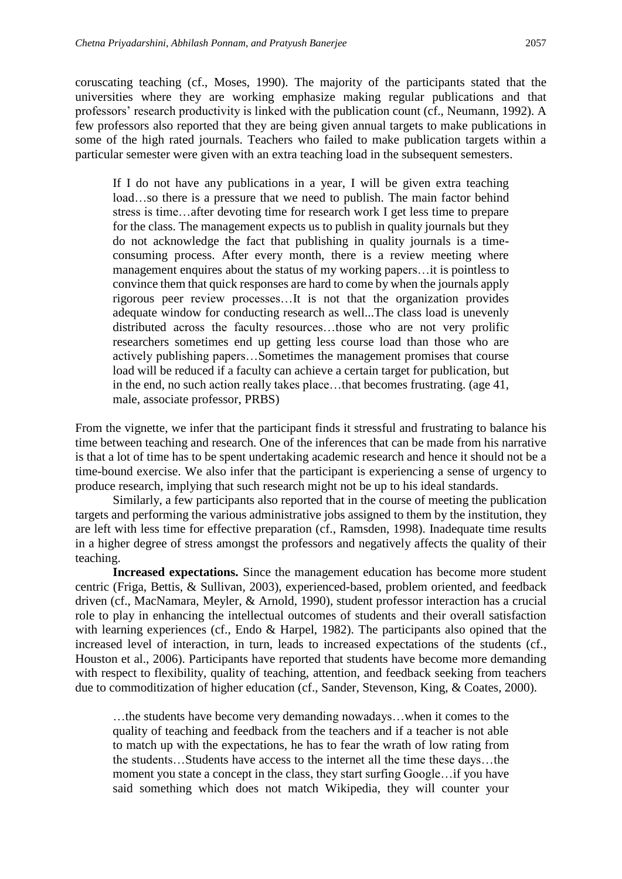coruscating teaching (cf., Moses, 1990). The majority of the participants stated that the universities where they are working emphasize making regular publications and that professors' research productivity is linked with the publication count (cf., Neumann, 1992). A few professors also reported that they are being given annual targets to make publications in some of the high rated journals. Teachers who failed to make publication targets within a particular semester were given with an extra teaching load in the subsequent semesters.

> If I do not have any publications in a year, I will be given extra teaching load…so there is a pressure that we need to publish. The main factor behind stress is time…after devoting time for research work I get less time to prepare for the class. The management expects us to publish in quality journals but they do not acknowledge the fact that publishing in quality journals is a time-consuming process. After every month, there is a review meeting where management enquires about the status of my working papers…it is pointless to convince them that quick responses are hard to come by when the journals apply rigorous peer review processes…It is not that the organization provides adequate window for conducting research as well...The class load is unevenly distributed across the faculty resources…those who are not very prolific researchers sometimes end up getting less course load than those who are actively publishing papers…Sometimes the management promises that course load will be reduced if a faculty can achieve a certain target for publication, but in the end, no such action really takes place…that becomes frustrating. (age 41, male, associate professor, PRBS)

From the vignette, we infer that the participant finds it stressful and frustrating to balance his time between teaching and research. One of the inferences that can be made from his narrative is that a lot of time has to be spent undertaking academic research and hence it should not be a time-bound exercise. We also infer that the participant is experiencing a sense of urgency to produce research, implying that such research might not be up to his ideal standards.

Similarly, a few participants also reported that in the course of meeting the publication targets and performing the various administrative jobs assigned to them by the institution, they are left with less time for effective preparation (cf., Ramsden, 1998). Inadequate time results in a higher degree of stress amongst the professors and negatively affects the quality of their teaching.

**Increased expectations.** Since the management education has become more student centric (Friga, Bettis, & Sullivan, 2003), experienced-based, problem oriented, and feedback driven (cf., MacNamara, Meyler, & Arnold, 1990), student professor interaction has a crucial role to play in enhancing the intellectual outcomes of students and their overall satisfaction with learning experiences (cf., Endo & Harpel, 1982). The participants also opined that the increased level of interaction, in turn, leads to increased expectations of the students (cf., Houston et al., 2006). Participants have reported that students have become more demanding with respect to flexibility, quality of teaching, attention, and feedback seeking from teachers due to commoditization of higher education (cf., Sander, Stevenson, King, & Coates, 2000).

> …the students have become very demanding nowadays…when it comes to the quality of teaching and feedback from the teachers and if a teacher is not able to match up with the expectations, he has to fear the wrath of low rating from the students…Students have access to the internet all the time these days…the moment you state a concept in the class, they start surfing Google…if you have said something which does not match Wikipedia, they will counter your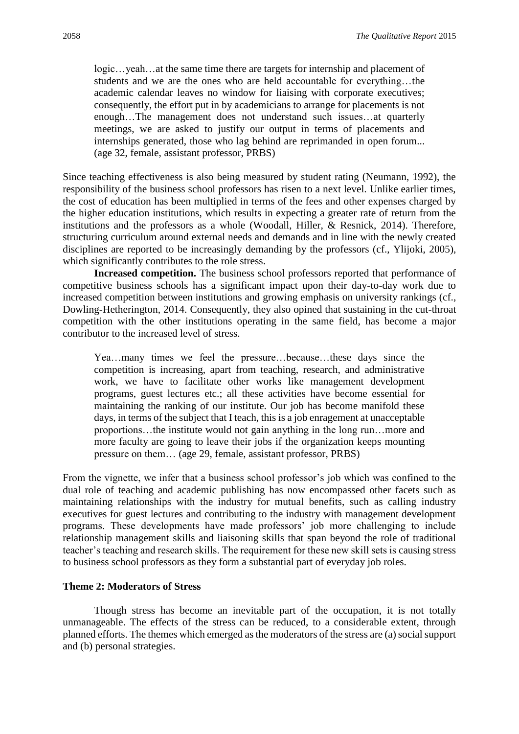> logic…yeah…at the same time there are targets for internship and placement of students and we are the ones who are held accountable for everything…the academic calendar leaves no window for liaising with corporate executives; consequently, the effort put in by academicians to arrange for placements is not enough…The management does not understand such issues…at quarterly meetings, we are asked to justify our output in terms of placements and internships generated, those who lag behind are reprimanded in open forum... (age 32, female, assistant professor, PRBS)

Since teaching effectiveness is also being measured by student rating (Neumann, 1992), the responsibility of the business school professors has risen to a next level. Unlike earlier times, the cost of education has been multiplied in terms of the fees and other expenses charged by the higher education institutions, which results in expecting a greater rate of return from the institutions and the professors as a whole (Woodall, Hiller, & Resnick, 2014). Therefore, structuring curriculum around external needs and demands and in line with the newly created disciplines are reported to be increasingly demanding by the professors (cf., Ylijoki, 2005), which significantly contributes to the role stress.

**Increased competition.** The business school professors reported that performance of competitive business schools has a significant impact upon their day-to-day work due to increased competition between institutions and growing emphasis on university rankings (cf., Dowling-Hetherington, 2014. Consequently, they also opined that sustaining in the cut-throat competition with the other institutions operating in the same field, has become a major contributor to the increased level of stress.

> Yea…many times we feel the pressure…because…these days since the competition is increasing, apart from teaching, research, and administrative work, we have to facilitate other works like management development programs, guest lectures etc.; all these activities have become essential for maintaining the ranking of our institute. Our job has become manifold these days, in terms of the subject that I teach, this is a job enragement at unacceptable proportions…the institute would not gain anything in the long run…more and more faculty are going to leave their jobs if the organization keeps mounting pressure on them… (age 29, female, assistant professor, PRBS)

From the vignette, we infer that a business school professor's job which was confined to the dual role of teaching and academic publishing has now encompassed other facets such as maintaining relationships with the industry for mutual benefits, such as calling industry executives for guest lectures and contributing to the industry with management development programs. These developments have made professors' job more challenging to include relationship management skills and liaisoning skills that span beyond the role of traditional teacher's teaching and research skills. The requirement for these new skill sets is causing stress to business school professors as they form a substantial part of everyday job roles.

### Theme 2: Moderators of Stress

Though stress has become an inevitable part of the occupation, it is not totally unmanageable. The effects of the stress can be reduced, to a considerable extent, through planned efforts. The themes which emerged as the moderators of the stress are (a) social support and (b) personal strategies.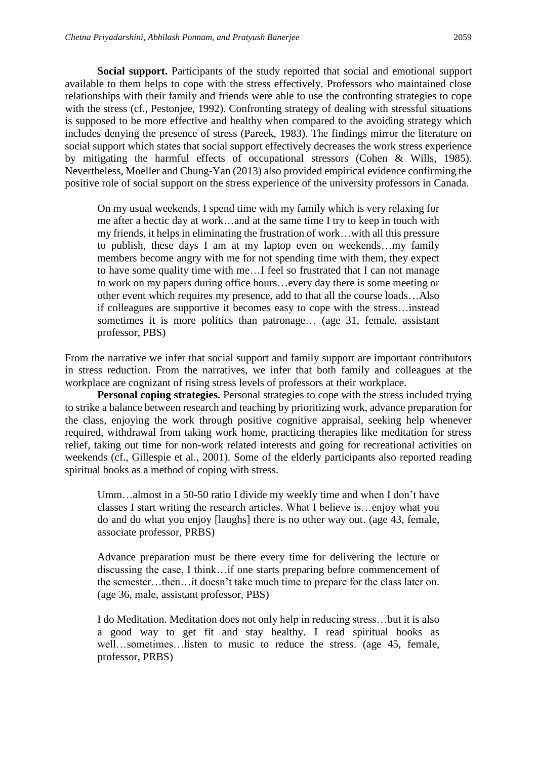**Social support.** Participants of the study reported that social and emotional support available to them helps to cope with the stress effectively. Professors who maintained close relationships with their family and friends were able to use the confronting strategies to cope with the stress (cf., Pestonjee, 1992). Confronting strategy of dealing with stressful situations is supposed to be more effective and healthy when compared to the avoiding strategy which includes denying the presence of stress (Pareek, 1983). The findings mirror the literature on social support which states that social support effectively decreases the work stress experience by mitigating the harmful effects of occupational stressors (Cohen & Wills, 1985). Nevertheless, Moeller and Chung-Yan (2013) also provided empirical evidence confirming the positive role of social support on the stress experience of the university professors in Canada.

> On my usual weekends, I spend time with my family which is very relaxing for me after a hectic day at work…and at the same time I try to keep in touch with my friends, it helps in eliminating the frustration of work…with all this pressure to publish, these days I am at my laptop even on weekends…my family members become angry with me for not spending time with them, they expect to have some quality time with me…I feel so frustrated that I can not manage to work on my papers during office hours…every day there is some meeting or other event which requires my presence, add to that all the course loads…Also if colleagues are supportive it becomes easy to cope with the stress…instead sometimes it is more politics than patronage… (age 31, female, assistant professor, PBS)

From the narrative we infer that social support and family support are important contributors in stress reduction. From the narratives, we infer that both family and colleagues at the workplace are cognizant of rising stress levels of professors at their workplace.

**Personal coping strategies.** Personal strategies to cope with the stress included trying to strike a balance between research and teaching by prioritizing work, advance preparation for the class, enjoying the work through positive cognitive appraisal, seeking help whenever required, withdrawal from taking work home, practicing therapies like meditation for stress relief, taking out time for non-work related interests and going for recreational activities on weekends (cf., Gillespie et al., 2001). Some of the elderly participants also reported reading spiritual books as a method of coping with stress.

> Umm…almost in a 50-50 ratio I divide my weekly time and when I don't have classes I start writing the research articles. What I believe is…enjoy what you do and do what you enjoy [laughs] there is no other way out. (age 43, female, associate professor, PRBS)

> Advance preparation must be there every time for delivering the lecture or discussing the case, I think…if one starts preparing before commencement of the semester…then…it doesn't take much time to prepare for the class later on. (age 36, male, assistant professor, PBS)

> I do Meditation. Meditation does not only help in reducing stress…but it is also a good way to get fit and stay healthy. I read spiritual books as well…sometimes…listen to music to reduce the stress. (age 45, female, professor, PRBS)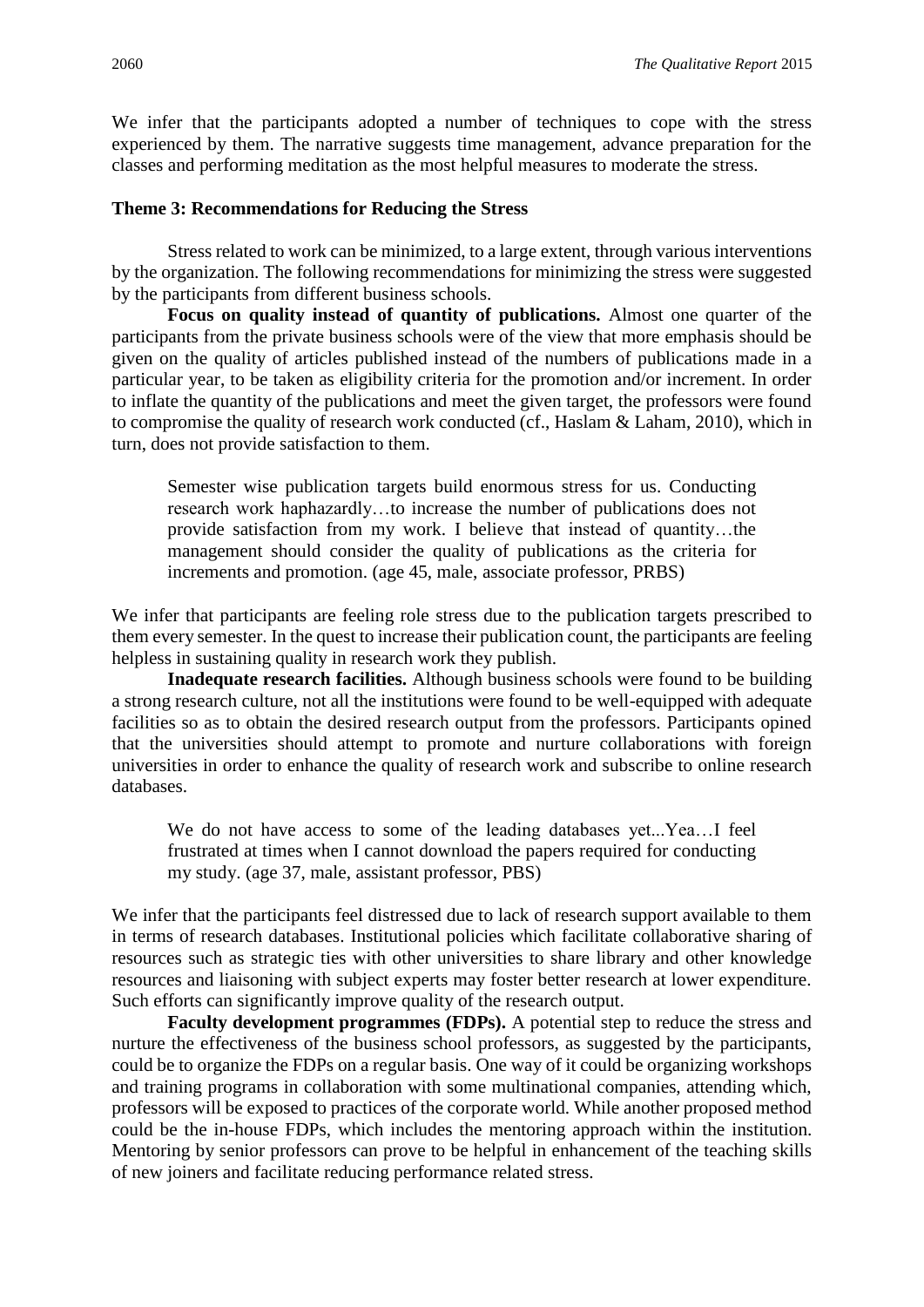We infer that the participants adopted a number of techniques to cope with the stress experienced by them. The narrative suggests time management, advance preparation for the classes and performing meditation as the most helpful measures to moderate the stress.

### Theme 3: Recommendations for Reducing the Stress

Stress related to work can be minimized, to a large extent, through various interventions by the organization. The following recommendations for minimizing the stress were suggested by the participants from different business schools.

**Focus on quality instead of quantity of publications.** Almost one quarter of the participants from the private business schools were of the view that more emphasis should be given on the quality of articles published instead of the numbers of publications made in a particular year, to be taken as eligibility criteria for the promotion and/or increment. In order to inflate the quantity of the publications and meet the given target, the professors were found to compromise the quality of research work conducted (cf., Haslam & Laham, 2010), which in turn, does not provide satisfaction to them.

> Semester wise publication targets build enormous stress for us. Conducting research work haphazardly…to increase the number of publications does not provide satisfaction from my work. I believe that instead of quantity…the management should consider the quality of publications as the criteria for increments and promotion. (age 45, male, associate professor, PRBS)

We infer that participants are feeling role stress due to the publication targets prescribed to them every semester. In the quest to increase their publication count, the participants are feeling helpless in sustaining quality in research work they publish.

**Inadequate research facilities.** Although business schools were found to be building a strong research culture, not all the institutions were found to be well-equipped with adequate facilities so as to obtain the desired research output from the professors. Participants opined that the universities should attempt to promote and nurture collaborations with foreign universities in order to enhance the quality of research work and subscribe to online research databases.

> We do not have access to some of the leading databases yet...Yea…I feel frustrated at times when I cannot download the papers required for conducting my study. (age 37, male, assistant professor, PBS)

We infer that the participants feel distressed due to lack of research support available to them in terms of research databases. Institutional policies which facilitate collaborative sharing of resources such as strategic ties with other universities to share library and other knowledge resources and liaisoning with subject experts may foster better research at lower expenditure. Such efforts can significantly improve quality of the research output.

**Faculty development programmes (FDPs).** A potential step to reduce the stress and nurture the effectiveness of the business school professors, as suggested by the participants, could be to organize the FDPs on a regular basis. One way of it could be organizing workshops and training programs in collaboration with some multinational companies, attending which, professors will be exposed to practices of the corporate world. While another proposed method could be the in-house FDPs, which includes the mentoring approach within the institution. Mentoring by senior professors can prove to be helpful in enhancement of the teaching skills of new joiners and facilitate reducing performance related stress.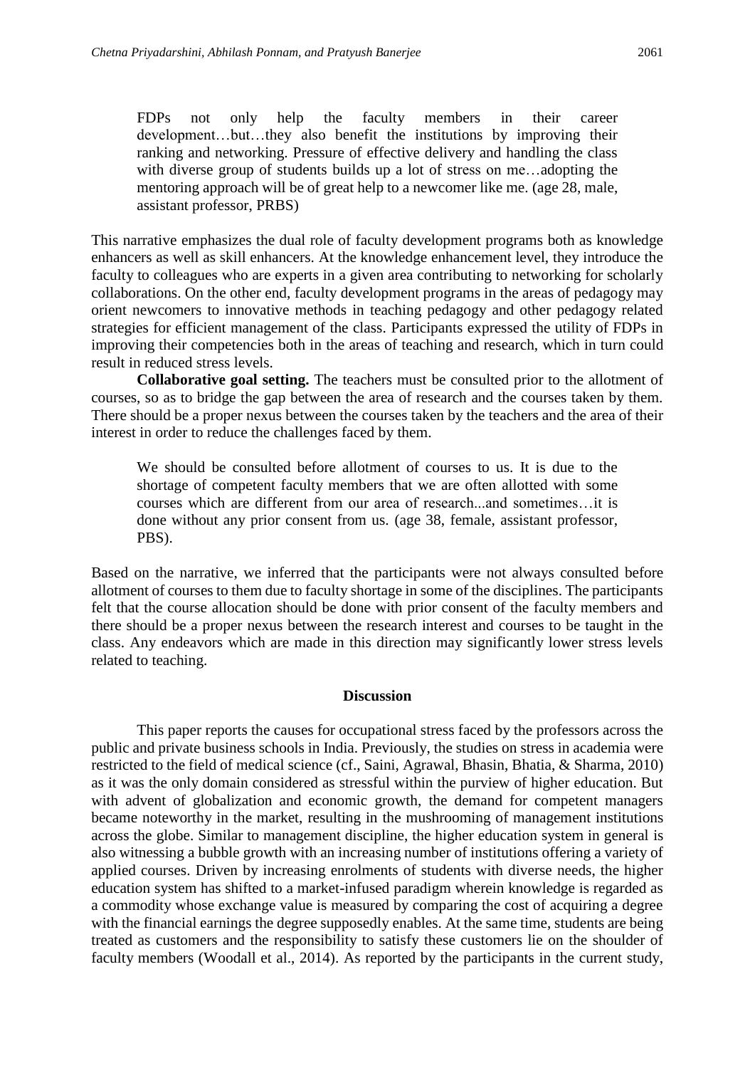> FDPs not only help the faculty members in their career development…but…they also benefit the institutions by improving their ranking and networking. Pressure of effective delivery and handling the class with diverse group of students builds up a lot of stress on me…adopting the mentoring approach will be of great help to a newcomer like me. (age 28, male, assistant professor, PRBS)

This narrative emphasizes the dual role of faculty development programs both as knowledge enhancers as well as skill enhancers. At the knowledge enhancement level, they introduce the faculty to colleagues who are experts in a given area contributing to networking for scholarly collaborations. On the other end, faculty development programs in the areas of pedagogy may orient newcomers to innovative methods in teaching pedagogy and other pedagogy related strategies for efficient management of the class. Participants expressed the utility of FDPs in improving their competencies both in the areas of teaching and research, which in turn could result in reduced stress levels.

**Collaborative goal setting.** The teachers must be consulted prior to the allotment of courses, so as to bridge the gap between the area of research and the courses taken by them. There should be a proper nexus between the courses taken by the teachers and the area of their interest in order to reduce the challenges faced by them.

> We should be consulted before allotment of courses to us. It is due to the shortage of competent faculty members that we are often allotted with some courses which are different from our area of research...and sometimes…it is done without any prior consent from us. (age 38, female, assistant professor, PBS).

Based on the narrative, we inferred that the participants were not always consulted before allotment of courses to them due to faculty shortage in some of the disciplines. The participants felt that the course allocation should be done with prior consent of the faculty members and there should be a proper nexus between the research interest and courses to be taught in the class. Any endeavors which are made in this direction may significantly lower stress levels related to teaching.

## Discussion

This paper reports the causes for occupational stress faced by the professors across the public and private business schools in India. Previously, the studies on stress in academia were restricted to the field of medical science (cf., Saini, Agrawal, Bhasin, Bhatia, & Sharma, 2010) as it was the only domain considered as stressful within the purview of higher education. But with advent of globalization and economic growth, the demand for competent managers became noteworthy in the market, resulting in the mushrooming of management institutions across the globe. Similar to management discipline, the higher education system in general is also witnessing a bubble growth with an increasing number of institutions offering a variety of applied courses. Driven by increasing enrolments of students with diverse needs, the higher education system has shifted to a market-infused paradigm wherein knowledge is regarded as a commodity whose exchange value is measured by comparing the cost of acquiring a degree with the financial earnings the degree supposedly enables. At the same time, students are being treated as customers and the responsibility to satisfy these customers lie on the shoulder of faculty members (Woodall et al., 2014). As reported by the participants in the current study,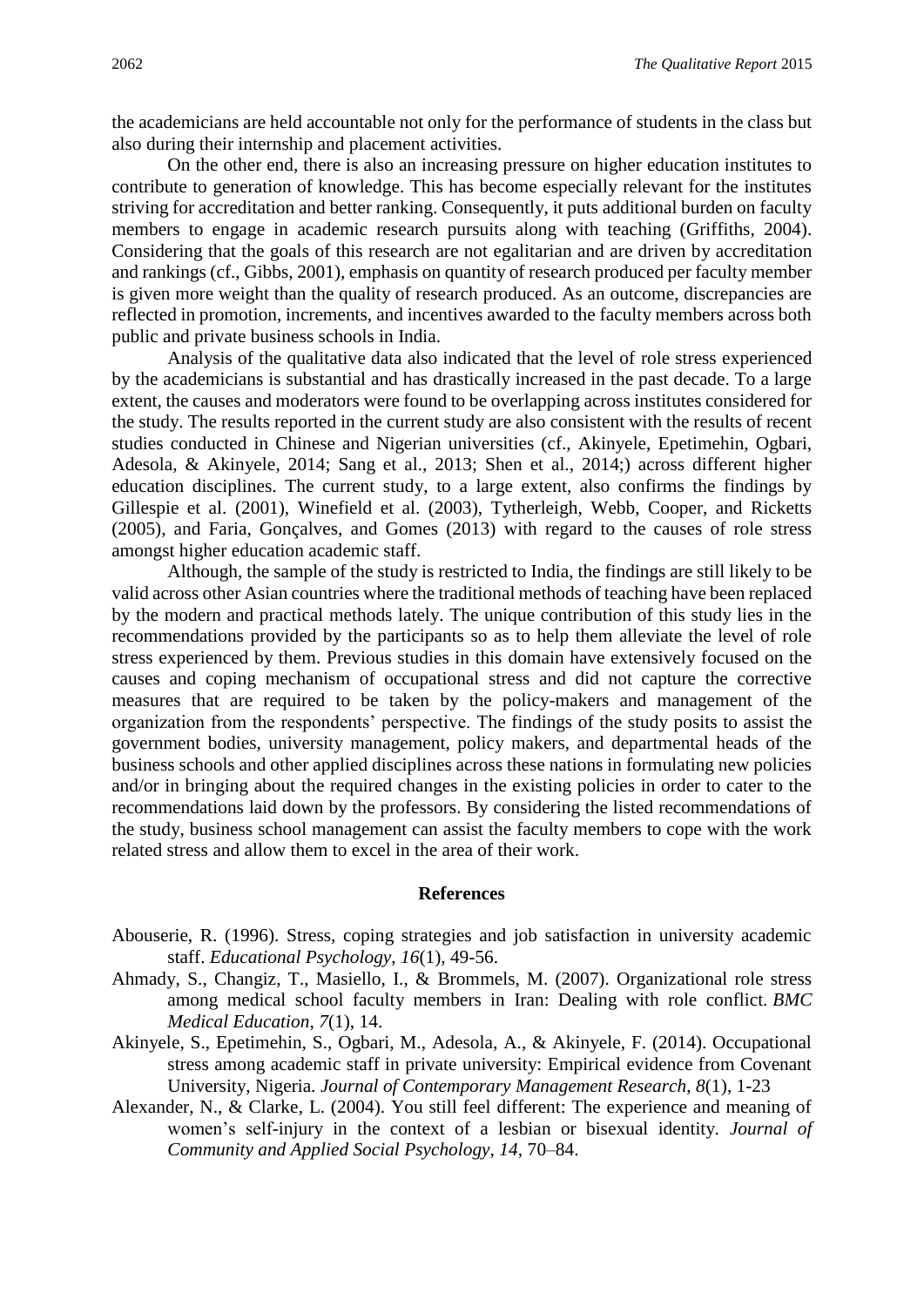the academicians are held accountable not only for the performance of students in the class but also during their internship and placement activities.

On the other end, there is also an increasing pressure on higher education institutes to contribute to generation of knowledge. This has become especially relevant for the institutes striving for accreditation and better ranking. Consequently, it puts additional burden on faculty members to engage in academic research pursuits along with teaching (Griffiths, 2004). Considering that the goals of this research are not egalitarian and are driven by accreditation and rankings (cf., Gibbs, 2001), emphasis on quantity of research produced per faculty member is given more weight than the quality of research produced. As an outcome, discrepancies are reflected in promotion, increments, and incentives awarded to the faculty members across both public and private business schools in India.

Analysis of the qualitative data also indicated that the level of role stress experienced by the academicians is substantial and has drastically increased in the past decade. To a large extent, the causes and moderators were found to be overlapping across institutes considered for the study. The results reported in the current study are also consistent with the results of recent studies conducted in Chinese and Nigerian universities (cf., Akinyele, Epetimehin, Ogbari, Adesola, & Akinyele, 2014; Sang et al., 2013; Shen et al., 2014;) across different higher education disciplines. The current study, to a large extent, also confirms the findings by Gillespie et al. (2001), Winefield et al. (2003), Tytherleigh, Webb, Cooper, and Ricketts (2005), and Faria, Gonçalves, and Gomes (2013) with regard to the causes of role stress amongst higher education academic staff.

Although, the sample of the study is restricted to India, the findings are still likely to be valid across other Asian countries where the traditional methods of teaching have been replaced by the modern and practical methods lately. The unique contribution of this study lies in the recommendations provided by the participants so as to help them alleviate the level of role stress experienced by them. Previous studies in this domain have extensively focused on the causes and coping mechanism of occupational stress and did not capture the corrective measures that are required to be taken by the policy-makers and management of the organization from the respondents' perspective. The findings of the study posits to assist the government bodies, university management, policy makers, and departmental heads of the business schools and other applied disciplines across these nations in formulating new policies and/or in bringing about the required changes in the existing policies in order to cater to the recommendations laid down by the professors. By considering the listed recommendations of the study, business school management can assist the faculty members to cope with the work related stress and allow them to excel in the area of their work.

## References

Abouserie, R. (1996). Stress, coping strategies and job satisfaction in university academic staff. *Educational Psychology*, *16*(1), 49-56.

Ahmady, S., Changiz, T., Masiello, I., & Brommels, M. (2007). Organizational role stress among medical school faculty members in Iran: Dealing with role conflict. *BMC Medical Education*, *7*(1), 14.

Akinyele, S., Epetimehin, S., Ogbari, M., Adesola, A., & Akinyele, F. (2014). Occupational stress among academic staff in private university: Empirical evidence from Covenant University, Nigeria. *Journal of Contemporary Management Research*, *8*(1), 1-23

Alexander, N., & Clarke, L. (2004). You still feel different: The experience and meaning of women's self-injury in the context of a lesbian or bisexual identity. *Journal of Community and Applied Social Psychology*, *14*, 70–84.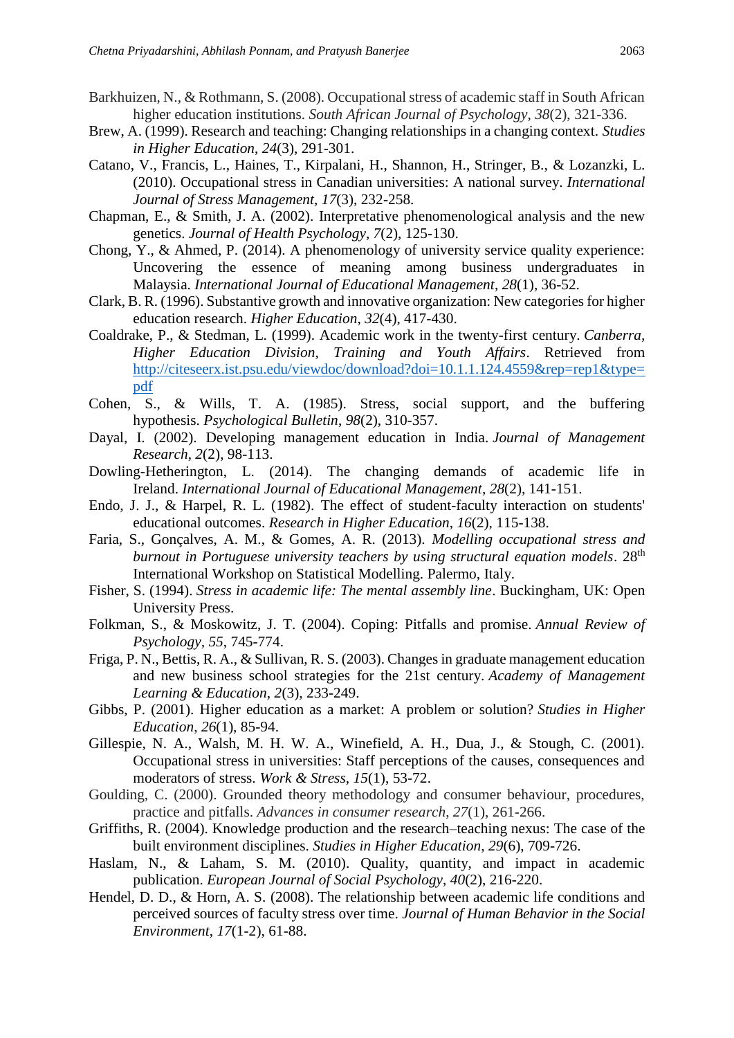Barkhuizen, N., & Rothmann, S. (2008). Occupational stress of academic staff in South African higher education institutions. *South African Journal of Psychology*, *38*(2), 321-336.

Brew, A. (1999). Research and teaching: Changing relationships in a changing context. *Studies in Higher Education*, *24*(3), 291-301.

Catano, V., Francis, L., Haines, T., Kirpalani, H., Shannon, H., Stringer, B., & Lozanzki, L. (2010). Occupational stress in Canadian universities: A national survey. *International Journal of Stress Management*, *17*(3), 232-258.

Chapman, E., & Smith, J. A. (2002). Interpretative phenomenological analysis and the new genetics. *Journal of Health Psychology*, *7*(2), 125-130.

Chong, Y., & Ahmed, P. (2014). A phenomenology of university service quality experience: Uncovering the essence of meaning among business undergraduates in Malaysia. *International Journal of Educational Management*, *28*(1), 36-52.

Clark, B. R. (1996). Substantive growth and innovative organization: New categories for higher education research. *Higher Education*, *32*(4), 417-430.

Coaldrake, P., & Stedman, L. (1999). Academic work in the twenty-first century. *Canberra, Higher Education Division, Training and Youth Affairs*. Retrieved from http://citeseerx.ist.psu.edu/viewdoc/download?doi=10.1.1.124.4559&rep=rep1&type=pdf

Cohen, S., & Wills, T. A. (1985). Stress, social support, and the buffering hypothesis. *Psychological Bulletin*, *98*(2), 310-357.

Dayal, I. (2002). Developing management education in India. *Journal of Management Research*, *2*(2), 98-113.

Dowling-Hetherington, L. (2014). The changing demands of academic life in Ireland. *International Journal of Educational Management*, *28*(2), 141-151.

Endo, J. J., & Harpel, R. L. (1982). The effect of student-faculty interaction on students' educational outcomes. *Research in Higher Education*, *16*(2), 115-138.

Faria, S., Gonçalves, A. M., & Gomes, A. R. (2013). *Modelling occupational stress and burnout in Portuguese university teachers by using structural equation models*. 28th International Workshop on Statistical Modelling. Palermo, Italy.

Fisher, S. (1994). *Stress in academic life: The mental assembly line*. Buckingham, UK: Open University Press.

Folkman, S., & Moskowitz, J. T. (2004). Coping: Pitfalls and promise. *Annual Review of Psychology*, *55*, 745-774.

Friga, P. N., Bettis, R. A., & Sullivan, R. S. (2003). Changes in graduate management education and new business school strategies for the 21st century. *Academy of Management Learning & Education*, *2*(3), 233-249.

Gibbs, P. (2001). Higher education as a market: A problem or solution? *Studies in Higher Education*, *26*(1), 85-94.

Gillespie, N. A., Walsh, M. H. W. A., Winefield, A. H., Dua, J., & Stough, C. (2001). Occupational stress in universities: Staff perceptions of the causes, consequences and moderators of stress. *Work & Stress*, *15*(1), 53-72.

Goulding, C. (2000). Grounded theory methodology and consumer behaviour, procedures, practice and pitfalls. *Advances in consumer research*, *27*(1), 261-266.

Griffiths, R. (2004). Knowledge production and the research–teaching nexus: The case of the built environment disciplines. *Studies in Higher Education*, *29*(6), 709-726.

Haslam, N., & Laham, S. M. (2010). Quality, quantity, and impact in academic publication. *European Journal of Social Psychology*, *40*(2), 216-220.

Hendel, D. D., & Horn, A. S. (2008). The relationship between academic life conditions and perceived sources of faculty stress over time. *Journal of Human Behavior in the Social Environment*, *17*(1-2), 61-88.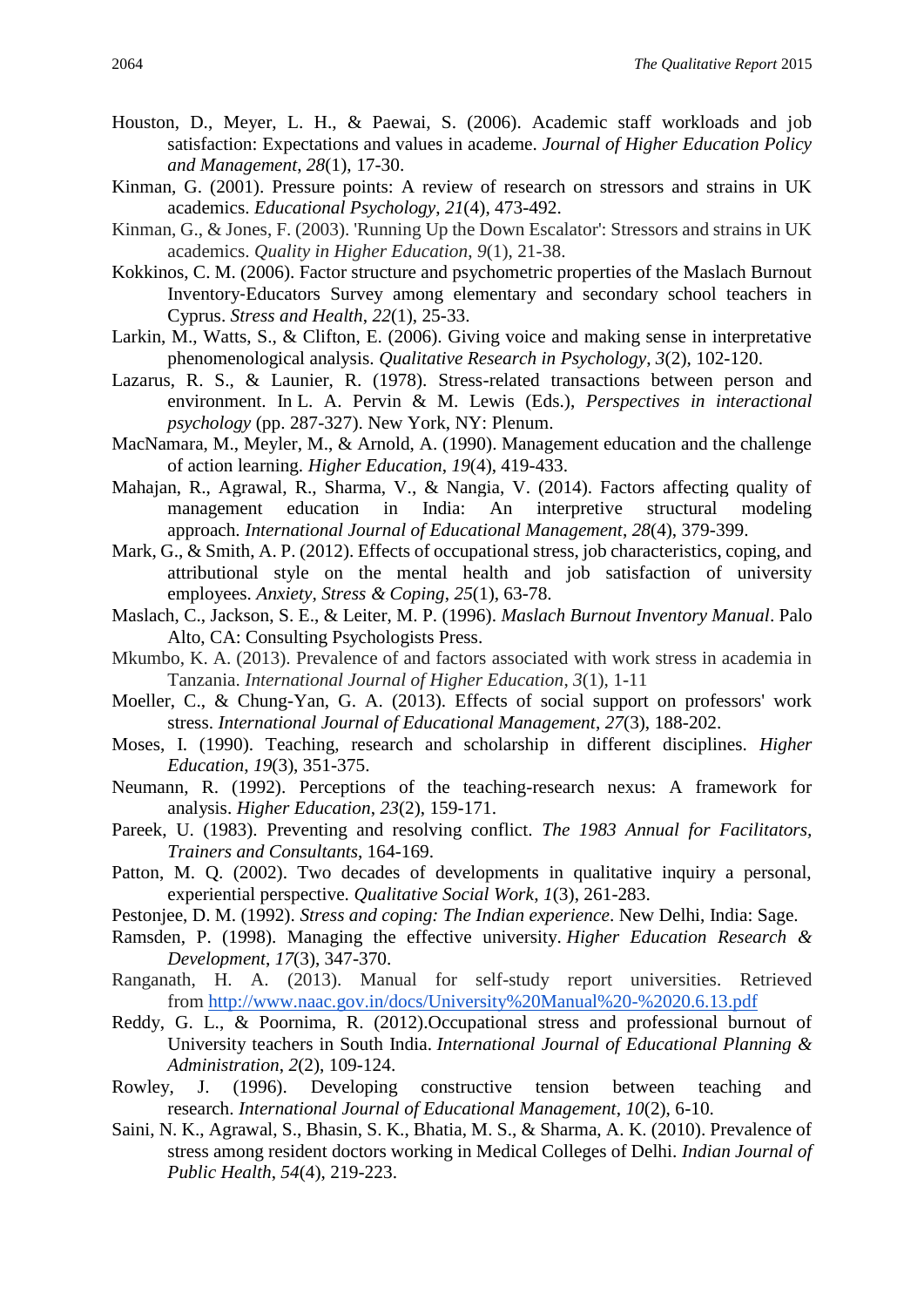Houston, D., Meyer, L. H., & Paewai, S. (2006). Academic staff workloads and job satisfaction: Expectations and values in academe. *Journal of Higher Education Policy and Management*, *28*(1), 17-30.

Kinman, G. (2001). Pressure points: A review of research on stressors and strains in UK academics. *Educational Psychology*, *21*(4), 473-492.

Kinman, G., & Jones, F. (2003). 'Running Up the Down Escalator': Stressors and strains in UK academics. *Quality in Higher Education*, *9*(1), 21-38.

Kokkinos, C. M. (2006). Factor structure and psychometric properties of the Maslach Burnout Inventory-Educators Survey among elementary and secondary school teachers in Cyprus. *Stress and Health*, *22*(1), 25-33.

Larkin, M., Watts, S., & Clifton, E. (2006). Giving voice and making sense in interpretative phenomenological analysis. *Qualitative Research in Psychology*, *3*(2), 102-120.

Lazarus, R. S., & Launier, R. (1978). Stress-related transactions between person and environment. In L. A. Pervin & M. Lewis (Eds.), *Perspectives in interactional psychology* (pp. 287-327). New York, NY: Plenum.

MacNamara, M., Meyler, M., & Arnold, A. (1990). Management education and the challenge of action learning. *Higher Education*, *19*(4), 419-433.

Mahajan, R., Agrawal, R., Sharma, V., & Nangia, V. (2014). Factors affecting quality of management education in India: An interpretive structural modeling approach. *International Journal of Educational Management*, *28*(4), 379-399.

Mark, G., & Smith, A. P. (2012). Effects of occupational stress, job characteristics, coping, and attributional style on the mental health and job satisfaction of university employees. *Anxiety, Stress & Coping*, *25*(1), 63-78.

Maslach, C., Jackson, S. E., & Leiter, M. P. (1996). *Maslach Burnout Inventory Manual*. Palo Alto, CA: Consulting Psychologists Press.

Mkumbo, K. A. (2013). Prevalence of and factors associated with work stress in academia in Tanzania. *International Journal of Higher Education*, *3*(1), 1-11

Moeller, C., & Chung-Yan, G. A. (2013). Effects of social support on professors' work stress. *International Journal of Educational Management*, *27*(3), 188-202.

Moses, I. (1990). Teaching, research and scholarship in different disciplines. *Higher Education*, *19*(3), 351-375.

Neumann, R. (1992). Perceptions of the teaching-research nexus: A framework for analysis. *Higher Education*, *23*(2), 159-171.

Pareek, U. (1983). Preventing and resolving conflict. *The 1983 Annual for Facilitators, Trainers and Consultants*, 164-169.

Patton, M. Q. (2002). Two decades of developments in qualitative inquiry a personal, experiential perspective. *Qualitative Social Work*, *1*(3), 261-283.

Pestonjee, D. M. (1992). *Stress and coping: The Indian experience*. New Delhi, India: Sage.

Ramsden, P. (1998). Managing the effective university. *Higher Education Research & Development*, *17*(3), 347-370.

Ranganath, H. A. (2013). Manual for self-study report universities. Retrieved from http://www.naac.gov.in/docs/University%20Manual%20-%2020.6.13.pdf

Reddy, G. L., & Poornima, R. (2012).Occupational stress and professional burnout of University teachers in South India. *International Journal of Educational Planning & Administration*, *2*(2), 109-124.

Rowley, J. (1996). Developing constructive tension between teaching and research. *International Journal of Educational Management*, *10*(2), 6-10.

Saini, N. K., Agrawal, S., Bhasin, S. K., Bhatia, M. S., & Sharma, A. K. (2010). Prevalence of stress among resident doctors working in Medical Colleges of Delhi. *Indian Journal of Public Health*, *54*(4), 219-223.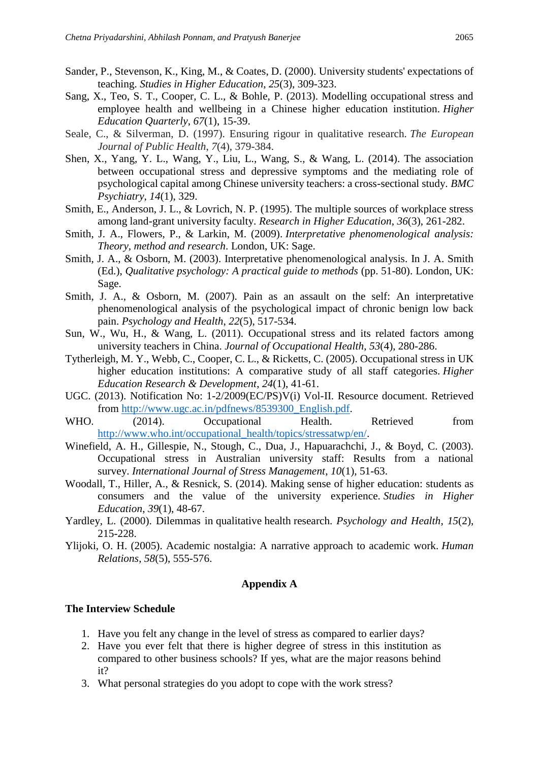Sander, P., Stevenson, K., King, M., & Coates, D. (2000). University students' expectations of teaching. *Studies in Higher Education*, *25*(3), 309-323.

Sang, X., Teo, S. T., Cooper, C. L., & Bohle, P. (2013). Modelling occupational stress and employee health and wellbeing in a Chinese higher education institution. *Higher Education Quarterly*, *67*(1), 15-39.

Seale, C., & Silverman, D. (1997). Ensuring rigour in qualitative research. *The European Journal of Public Health*, *7*(4), 379-384.

Shen, X., Yang, Y. L., Wang, Y., Liu, L., Wang, S., & Wang, L. (2014). The association between occupational stress and depressive symptoms and the mediating role of psychological capital among Chinese university teachers: a cross-sectional study. *BMC Psychiatry*, *14*(1), 329.

Smith, E., Anderson, J. L., & Lovrich, N. P. (1995). The multiple sources of workplace stress among land-grant university faculty. *Research in Higher Education*, *36*(3), 261-282.

Smith, J. A., Flowers, P., & Larkin, M. (2009). *Interpretative phenomenological analysis: Theory, method and research*. London, UK: Sage.

Smith, J. A., & Osborn, M. (2003). Interpretative phenomenological analysis. In J. A. Smith (Ed.), *Qualitative psychology: A practical guide to methods* (pp. 51-80). London, UK: Sage.

Smith, J. A., & Osborn, M. (2007). Pain as an assault on the self: An interpretative phenomenological analysis of the psychological impact of chronic benign low back pain. *Psychology and Health*, *22*(5), 517-534.

Sun, W., Wu, H., & Wang, L. (2011). Occupational stress and its related factors among university teachers in China. *Journal of Occupational Health*, *53*(4), 280-286.

Tytherleigh, M. Y., Webb, C., Cooper, C. L., & Ricketts, C. (2005). Occupational stress in UK higher education institutions: A comparative study of all staff categories. *Higher Education Research & Development*, *24*(1), 41-61.

UGC. (2013). Notification No: 1-2/2009(EC/PS)V(i) Vol-II. Resource document. Retrieved from http://www.ugc.ac.in/pdfnews/8539300_English.pdf.

WHO. (2014). Occupational Health. Retrieved from http://www.who.int/occupational_health/topics/stressatwp/en/.

Winefield, A. H., Gillespie, N., Stough, C., Dua, J., Hapuarachchi, J., & Boyd, C. (2003). Occupational stress in Australian university staff: Results from a national survey. *International Journal of Stress Management*, *10*(1), 51-63.

Woodall, T., Hiller, A., & Resnick, S. (2014). Making sense of higher education: students as consumers and the value of the university experience. *Studies in Higher Education*, *39*(1), 48-67.

Yardley, L. (2000). Dilemmas in qualitative health research. *Psychology and Health*, *15*(2), 215-228.

Ylijoki, O. H. (2005). Academic nostalgia: A narrative approach to academic work. *Human Relations*, *58*(5), 555-576.

## Appendix A

**The Interview Schedule**

1. Have you felt any change in the level of stress as compared to earlier days?
2. Have you ever felt that there is higher degree of stress in this institution as compared to other business schools? If yes, what are the major reasons behind it?
3. What personal strategies do you adopt to cope with the work stress?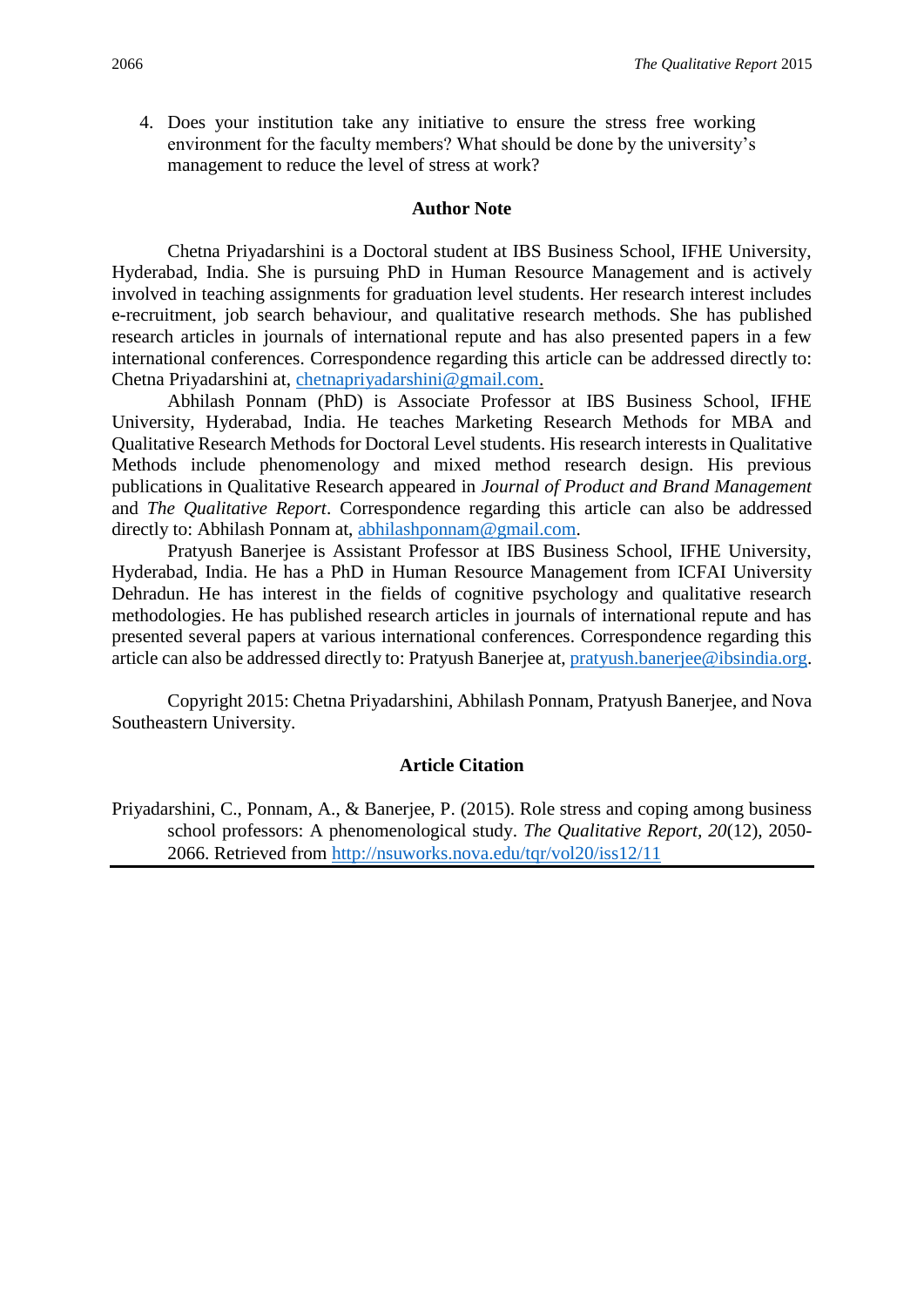4. Does your institution take any initiative to ensure the stress free working environment for the faculty members? What should be done by the university's management to reduce the level of stress at work?

## Author Note

Chetna Priyadarshini is a Doctoral student at IBS Business School, IFHE University, Hyderabad, India. She is pursuing PhD in Human Resource Management and is actively involved in teaching assignments for graduation level students. Her research interest includes e-recruitment, job search behaviour, and qualitative research methods. She has published research articles in journals of international repute and has also presented papers in a few international conferences. Correspondence regarding this article can be addressed directly to: Chetna Priyadarshini at, chetnapriyadarshini@gmail.com.

Abhilash Ponnam (PhD) is Associate Professor at IBS Business School, IFHE University, Hyderabad, India. He teaches Marketing Research Methods for MBA and Qualitative Research Methods for Doctoral Level students. His research interests in Qualitative Methods include phenomenology and mixed method research design. His previous publications in Qualitative Research appeared in *Journal of Product and Brand Management* and *The Qualitative Report*. Correspondence regarding this article can also be addressed directly to: Abhilash Ponnam at, abhilashponnam@gmail.com.

Pratyush Banerjee is Assistant Professor at IBS Business School, IFHE University, Hyderabad, India. He has a PhD in Human Resource Management from ICFAI University Dehradun. He has interest in the fields of cognitive psychology and qualitative research methodologies. He has published research articles in journals of international repute and has presented several papers at various international conferences. Correspondence regarding this article can also be addressed directly to: Pratyush Banerjee at, pratyush.banerjee@ibsindia.org.

Copyright 2015: Chetna Priyadarshini, Abhilash Ponnam, Pratyush Banerjee, and Nova Southeastern University.

## Article Citation

Priyadarshini, C., Ponnam, A., & Banerjee, P. (2015). Role stress and coping among business school professors: A phenomenological study. *The Qualitative Report*, *20*(12), 2050-2066. Retrieved from http://nsuworks.nova.edu/tqr/vol20/iss12/11